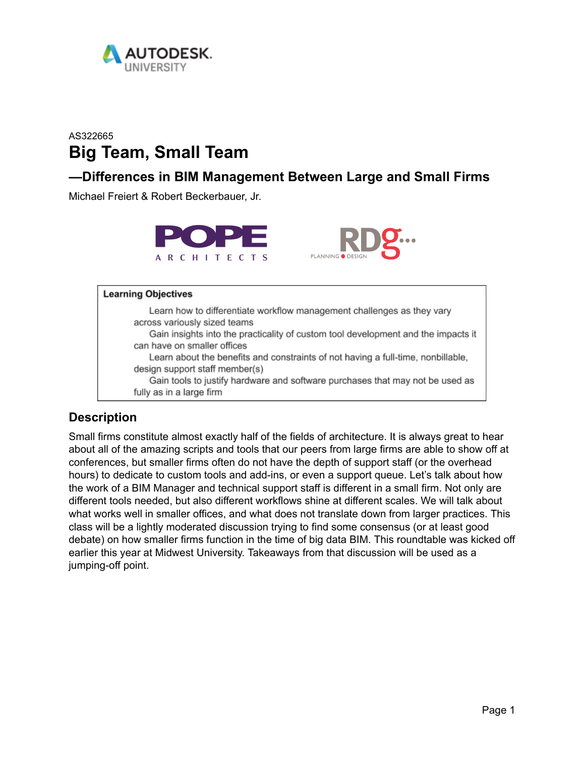AS322665

# Big Team, Small Team

## —Differences in BIM Management Between Large and Small Firms

Michael Freiert & Robert Beckerbauer, Jr.

**Learning Objectives**

- Learn how to differentiate workflow management challenges as they vary across variously sized teams
- Gain insights into the practicality of custom tool development and the impacts it can have on smaller offices
- Learn about the benefits and constraints of not having a full-time, nonbillable, design support staff member(s)
- Gain tools to justify hardware and software purchases that may not be used as fully as in a large firm

## Description

Small firms constitute almost exactly half of the fields of architecture. It is always great to hear about all of the amazing scripts and tools that our peers from large firms are able to show off at conferences, but smaller firms often do not have the depth of support staff (or the overhead hours) to dedicate to custom tools and add-ins, or even a support queue. Let's talk about how the work of a BIM Manager and technical support staff is different in a small firm. Not only are different tools needed, but also different workflows shine at different scales. We will talk about what works well in smaller offices, and what does not translate down from larger practices. This class will be a lightly moderated discussion trying to find some consensus (or at least good debate) on how smaller firms function in the time of big data BIM. This roundtable was kicked off earlier this year at Midwest University. Takeaways from that discussion will be used as a jumping-off point.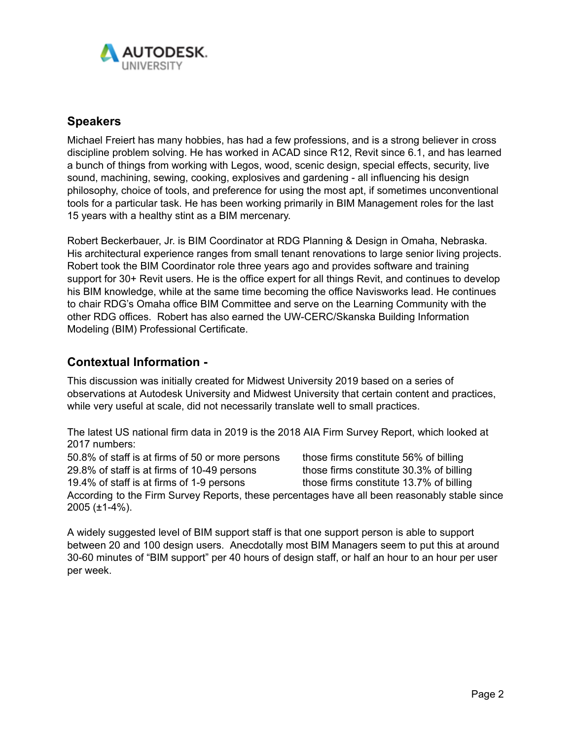## Speakers

Michael Freiert has many hobbies, has had a few professions, and is a strong believer in cross discipline problem solving. He has worked in ACAD since R12, Revit since 6.1, and has learned a bunch of things from working with Legos, wood, scenic design, special effects, security, live sound, machining, sewing, cooking, explosives and gardening - all influencing his design philosophy, choice of tools, and preference for using the most apt, if sometimes unconventional tools for a particular task. He has been working primarily in BIM Management roles for the last 15 years with a healthy stint as a BIM mercenary.

Robert Beckerbauer, Jr. is BIM Coordinator at RDG Planning & Design in Omaha, Nebraska. His architectural experience ranges from small tenant renovations to large senior living projects. Robert took the BIM Coordinator role three years ago and provides software and training support for 30+ Revit users. He is the office expert for all things Revit, and continues to develop his BIM knowledge, while at the same time becoming the office Navisworks lead. He continues to chair RDG's Omaha office BIM Committee and serve on the Learning Community with the other RDG offices. Robert has also earned the UW-CERC/Skanska Building Information Modeling (BIM) Professional Certificate.

## Contextual Information -

This discussion was initially created for Midwest University 2019 based on a series of observations at Autodesk University and Midwest University that certain content and practices, while very useful at scale, did not necessarily translate well to small practices.

The latest US national firm data in 2019 is the 2018 AIA Firm Survey Report, which looked at 2017 numbers:

| | |
|---|---|
| 50.8% of staff is at firms of 50 or more persons | those firms constitute 56% of billing |
| 29.8% of staff is at firms of 10-49 persons | those firms constitute 30.3% of billing |
| 19.4% of staff is at firms of 1-9 persons | those firms constitute 13.7% of billing |

According to the Firm Survey Reports, these percentages have all been reasonably stable since 2005 (±1-4%).

A widely suggested level of BIM support staff is that one support person is able to support between 20 and 100 design users. Anecdotally most BIM Managers seem to put this at around 30-60 minutes of "BIM support" per 40 hours of design staff, or half an hour to an hour per user per week.